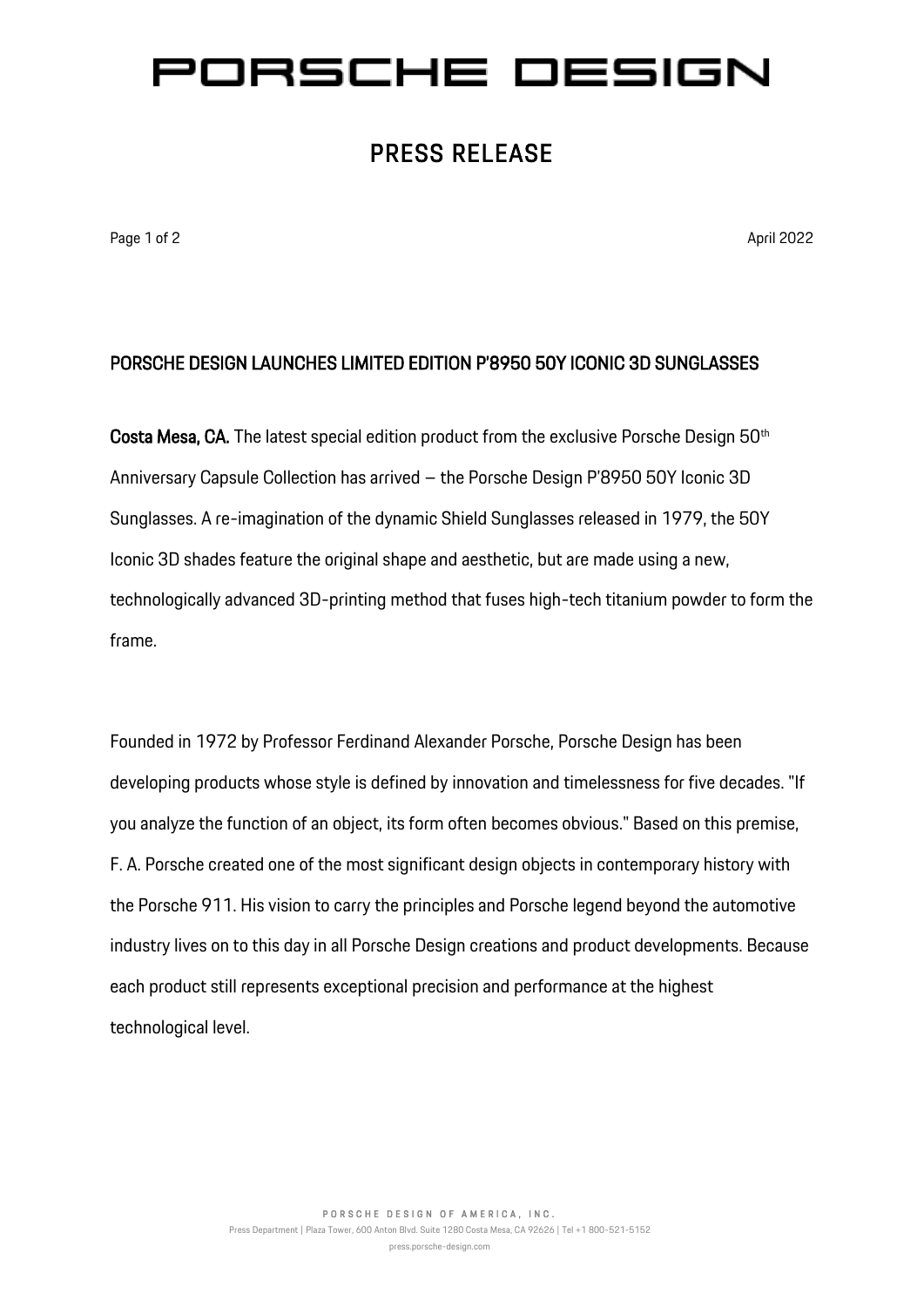# PORSCHE DESIGN

## PRESS RELEASE

April 2022

### PORSCHE DESIGN LAUNCHES LIMITED EDITION P'8950 50Y ICONIC 3D SUNGLASSES

**Costa Mesa, CA.** The latest special edition product from the exclusive Porsche Design 50th Anniversary Capsule Collection has arrived – the Porsche Design P'8950 50Y Iconic 3D Sunglasses. A re-imagination of the dynamic Shield Sunglasses released in 1979, the 50Y Iconic 3D shades feature the original shape and aesthetic, but are made using a new, technologically advanced 3D-printing method that fuses high-tech titanium powder to form the frame.

Founded in 1972 by Professor Ferdinand Alexander Porsche, Porsche Design has been developing products whose style is defined by innovation and timelessness for five decades. "If you analyze the function of an object, its form often becomes obvious." Based on this premise, F. A. Porsche created one of the most significant design objects in contemporary history with the Porsche 911. His vision to carry the principles and Porsche legend beyond the automotive industry lives on to this day in all Porsche Design creations and product developments. Because each product still represents exceptional precision and performance at the highest technological level.

PORSCHE DESIGN OF AMERICA, INC.
Press Department | Plaza Tower, 600 Anton Blvd. Suite 1280 Costa Mesa, CA 92626 | Tel +1 800-521-5152
press.porsche-design.com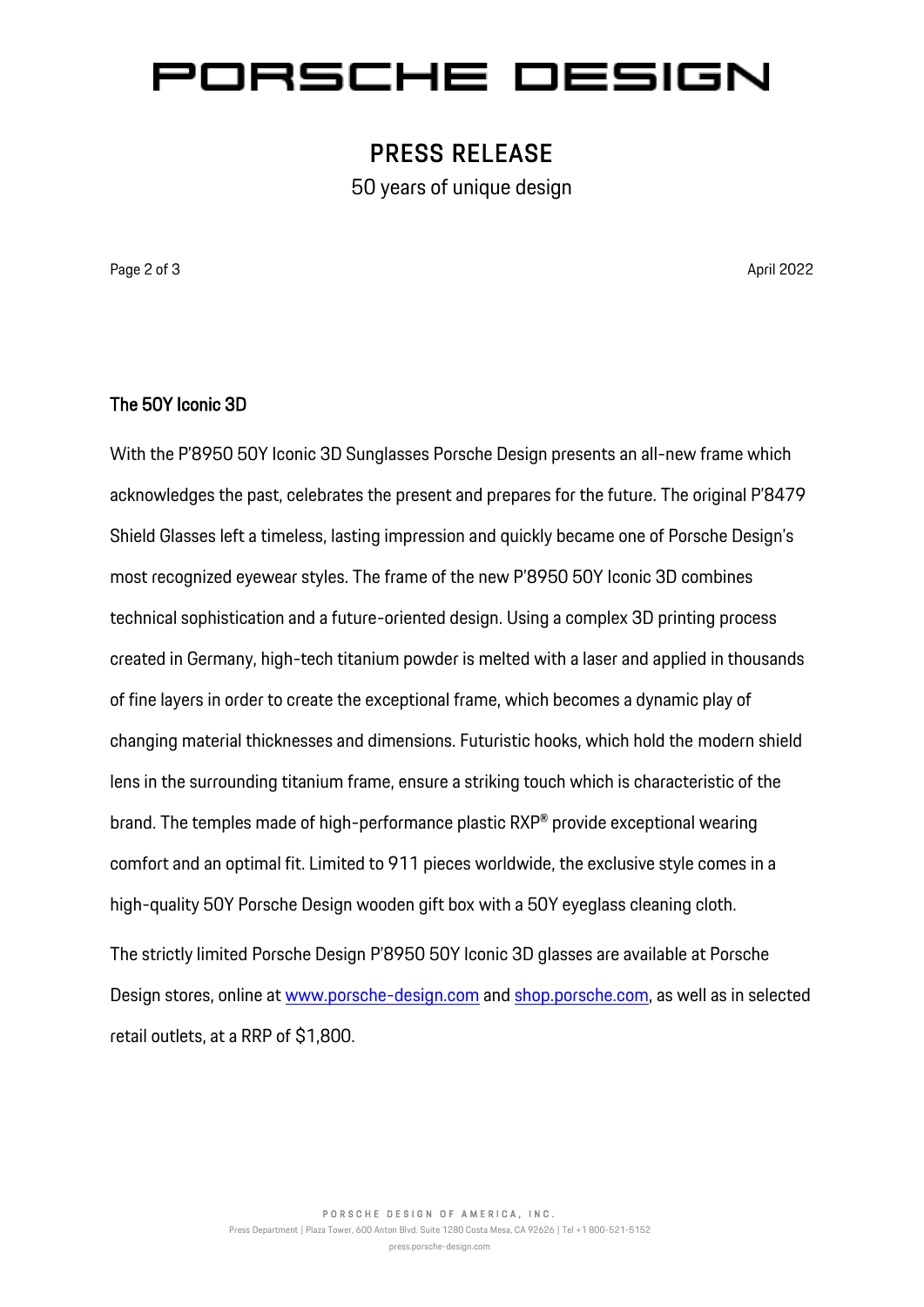## The 50Y Iconic 3D

With the P'8950 50Y Iconic 3D Sunglasses Porsche Design presents an all-new frame which acknowledges the past, celebrates the present and prepares for the future. The original P'8479 Shield Glasses left a timeless, lasting impression and quickly became one of Porsche Design's most recognized eyewear styles. The frame of the new P'8950 50Y Iconic 3D combines technical sophistication and a future-oriented design. Using a complex 3D printing process created in Germany, high-tech titanium powder is melted with a laser and applied in thousands of fine layers in order to create the exceptional frame, which becomes a dynamic play of changing material thicknesses and dimensions. Futuristic hooks, which hold the modern shield lens in the surrounding titanium frame, ensure a striking touch which is characteristic of the brand. The temples made of high-performance plastic RXP® provide exceptional wearing comfort and an optimal fit. Limited to 911 pieces worldwide, the exclusive style comes in a high-quality 50Y Porsche Design wooden gift box with a 50Y eyeglass cleaning cloth.

The strictly limited Porsche Design P'8950 50Y Iconic 3D glasses are available at Porsche Design stores, online at [www.porsche-design.com](http://www.porsche-design.com) and [shop.porsche.com](http://shop.porsche.com), as well as in selected retail outlets, at a RRP of $1,800.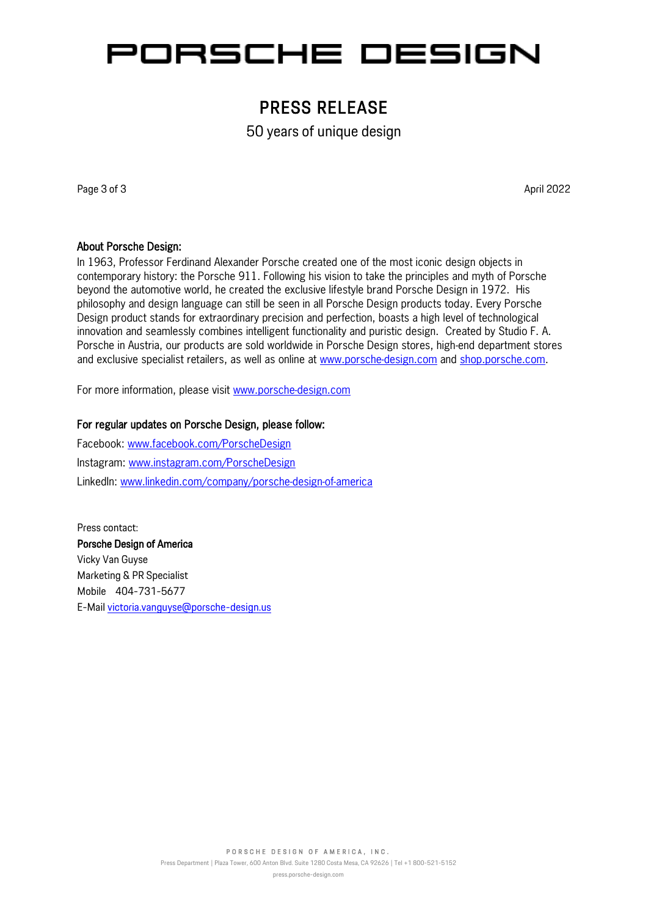# PORSCHE DESIGN

## PRESS RELEASE

50 years of unique design

April 2022

**About Porsche Design:**

In 1963, Professor Ferdinand Alexander Porsche created one of the most iconic design objects in contemporary history: the Porsche 911. Following his vision to take the principles and myth of Porsche beyond the automotive world, he created the exclusive lifestyle brand Porsche Design in 1972. His philosophy and design language can still be seen in all Porsche Design products today. Every Porsche Design product stands for extraordinary precision and perfection, boasts a high level of technological innovation and seamlessly combines intelligent functionality and puristic design. Created by Studio F. A. Porsche in Austria, our products are sold worldwide in Porsche Design stores, high-end department stores and exclusive specialist retailers, as well as online at www.porsche-design.com and shop.porsche.com.

For more information, please visit www.porsche-design.com

**For regular updates on Porsche Design, please follow:**

Facebook: www.facebook.com/PorscheDesign

Instagram: www.instagram.com/PorscheDesign

LinkedIn: www.linkedin.com/company/porsche-design-of-america

Press contact:

**Porsche Design of America**

Vicky Van Guyse

Marketing & PR Specialist

Mobile 404-731-5677

E-Mail victoria.vanguyse@porsche-design.us

PORSCHE DESIGN OF AMERICA, INC.

Press Department | Plaza Tower, 600 Anton Blvd. Suite 1280 Costa Mesa, CA 92626 | Tel +1 800-521-5152

press.porsche-design.com